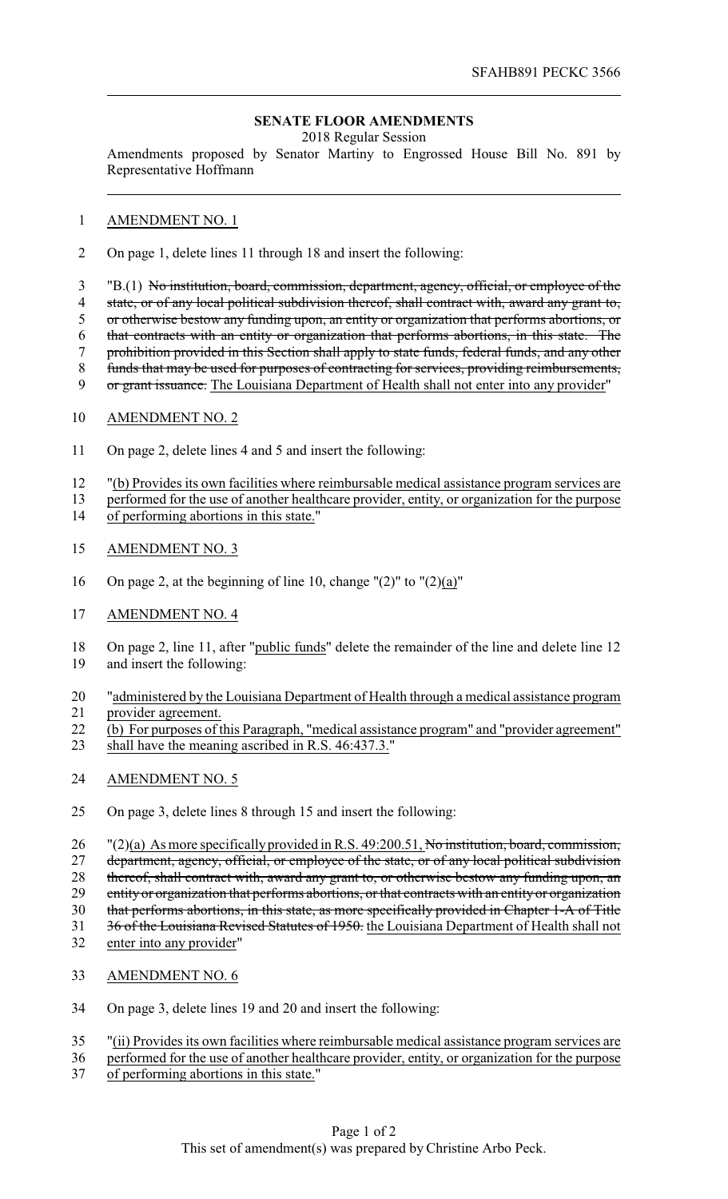**SENATE FLOOR AMENDMENTS**

2018 Regular Session

Amendments proposed by Senator Martiny to Engrossed House Bill No. 891 by Representative Hoffmann

AMENDMENT NO. 1

On page 1, delete lines 11 through 18 and insert the following:

"B.(1) ~~No institution, board, commission, department, agency, official, or employee of the state, or of any local political subdivision thereof, shall contract with, award any grant to, or otherwise bestow any funding upon, an entity or organization that performs abortions, or that contracts with an entity or organization that performs abortions, in this state. The prohibition provided in this Section shall apply to state funds, federal funds, and any other funds that may be used for purposes of contracting for services, providing reimbursements, or grant issuance.~~ <u>The Louisiana Department of Health shall not enter into any provider</u>"

AMENDMENT NO. 2

On page 2, delete lines 4 and 5 and insert the following:

"<u>(b) Provides its own facilities where reimbursable medical assistance program services are performed for the use of another healthcare provider, entity, or organization for the purpose of performing abortions in this state.</u>"

AMENDMENT NO. 3

On page 2, at the beginning of line 10, change "(2)" to "(2)<u>(a)</u>"

AMENDMENT NO. 4

On page 2, line 11, after "<u>public funds</u>" delete the remainder of the line and delete line 12 and insert the following:

"<u>administered by the Louisiana Department of Health through a medical assistance program provider agreement.</u>

<u>(b) For purposes of this Paragraph, "medical assistance program" and "provider agreement" shall have the meaning ascribed in R.S. 46:437.3.</u>"

AMENDMENT NO. 5

On page 3, delete lines 8 through 15 and insert the following:

"(2)<u>(a) As more specifically provided in R.S. 49:200.51,</u> ~~No institution, board, commission, department, agency, official, or employee of the state, or of any local political subdivision thereof, shall contract with, award any grant to, or otherwise bestow any funding upon, an entity or organization that performs abortions, or that contracts with an entity or organization that performs abortions, in this state, as more specifically provided in Chapter 1-A of Title 36 of the Louisiana Revised Statutes of 1950.~~ <u>the Louisiana Department of Health shall not enter into any provider</u>"

AMENDMENT NO. 6

On page 3, delete lines 19 and 20 and insert the following:

"<u>(ii) Provides its own facilities where reimbursable medical assistance program services are performed for the use of another healthcare provider, entity, or organization for the purpose of performing abortions in this state.</u>"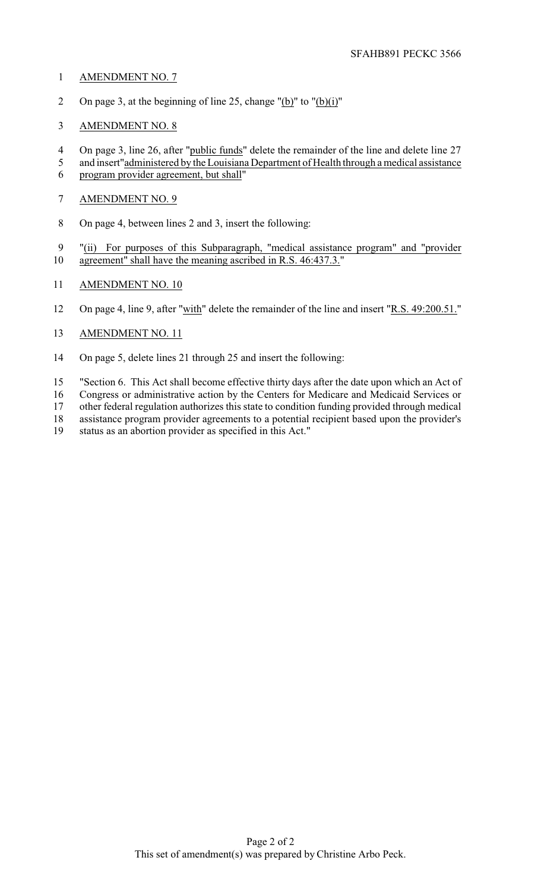SFAHB891 PECKC 3566

AMENDMENT NO. 7

On page 3, at the beginning of line 25, change "(b)" to "(b)(i)"

AMENDMENT NO. 8

On page 3, line 26, after "public funds" delete the remainder of the line and delete line 27 and insert "administered by the Louisiana Department of Health through a medical assistance program provider agreement, but shall"

AMENDMENT NO. 9

On page 4, between lines 2 and 3, insert the following:

"(ii) For purposes of this Subparagraph, "medical assistance program" and "provider agreement" shall have the meaning ascribed in R.S. 46:437.3."

AMENDMENT NO. 10

On page 4, line 9, after "with" delete the remainder of the line and insert "R.S. 49:200.51."

AMENDMENT NO. 11

On page 5, delete lines 21 through 25 and insert the following:

"Section 6. This Act shall become effective thirty days after the date upon which an Act of Congress or administrative action by the Centers for Medicare and Medicaid Services or other federal regulation authorizes this state to condition funding provided through medical assistance program provider agreements to a potential recipient based upon the provider's status as an abortion provider as specified in this Act."

This set of amendment(s) was prepared by Christine Arbo Peck.